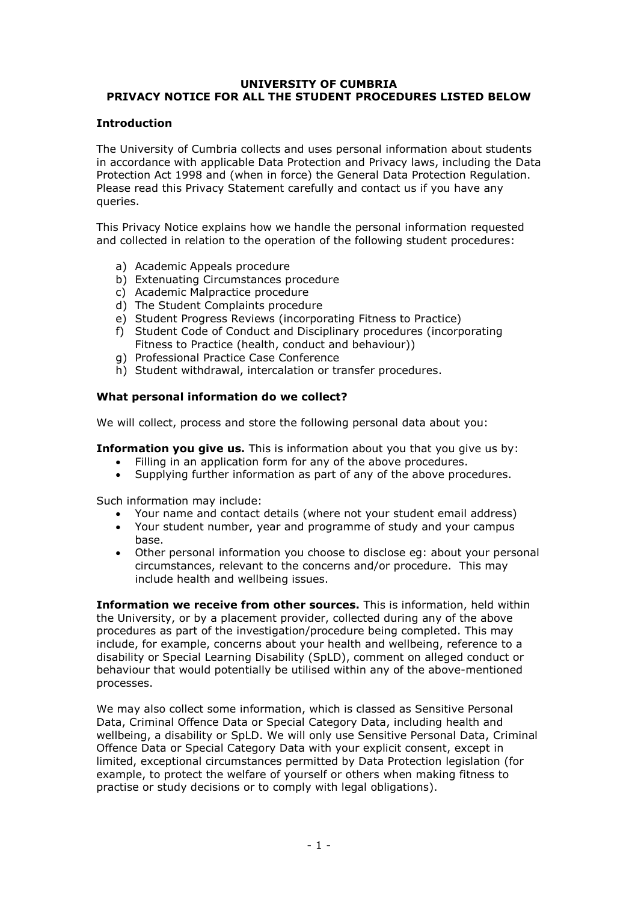# UNIVERSITY OF CUMBRIA
# PRIVACY NOTICE FOR ALL THE STUDENT PROCEDURES LISTED BELOW

## Introduction

The University of Cumbria collects and uses personal information about students in accordance with applicable Data Protection and Privacy laws, including the Data Protection Act 1998 and (when in force) the General Data Protection Regulation. Please read this Privacy Statement carefully and contact us if you have any queries.

This Privacy Notice explains how we handle the personal information requested and collected in relation to the operation of the following student procedures:

a) Academic Appeals procedure
b) Extenuating Circumstances procedure
c) Academic Malpractice procedure
d) The Student Complaints procedure
e) Student Progress Reviews (incorporating Fitness to Practice)
f) Student Code of Conduct and Disciplinary procedures (incorporating Fitness to Practice (health, conduct and behaviour))
g) Professional Practice Case Conference
h) Student withdrawal, intercalation or transfer procedures.

## What personal information do we collect?

We will collect, process and store the following personal data about you:

**Information you give us.** This is information about you that you give us by:

- Filling in an application form for any of the above procedures.
- Supplying further information as part of any of the above procedures.

Such information may include:

- Your name and contact details (where not your student email address)
- Your student number, year and programme of study and your campus base.
- Other personal information you choose to disclose eg: about your personal circumstances, relevant to the concerns and/or procedure. This may include health and wellbeing issues.

**Information we receive from other sources.** This is information, held within the University, or by a placement provider, collected during any of the above procedures as part of the investigation/procedure being completed. This may include, for example, concerns about your health and wellbeing, reference to a disability or Special Learning Disability (SpLD), comment on alleged conduct or behaviour that would potentially be utilised within any of the above-mentioned processes.

We may also collect some information, which is classed as Sensitive Personal Data, Criminal Offence Data or Special Category Data, including health and wellbeing, a disability or SpLD. We will only use Sensitive Personal Data, Criminal Offence Data or Special Category Data with your explicit consent, except in limited, exceptional circumstances permitted by Data Protection legislation (for example, to protect the welfare of yourself or others when making fitness to practise or study decisions or to comply with legal obligations).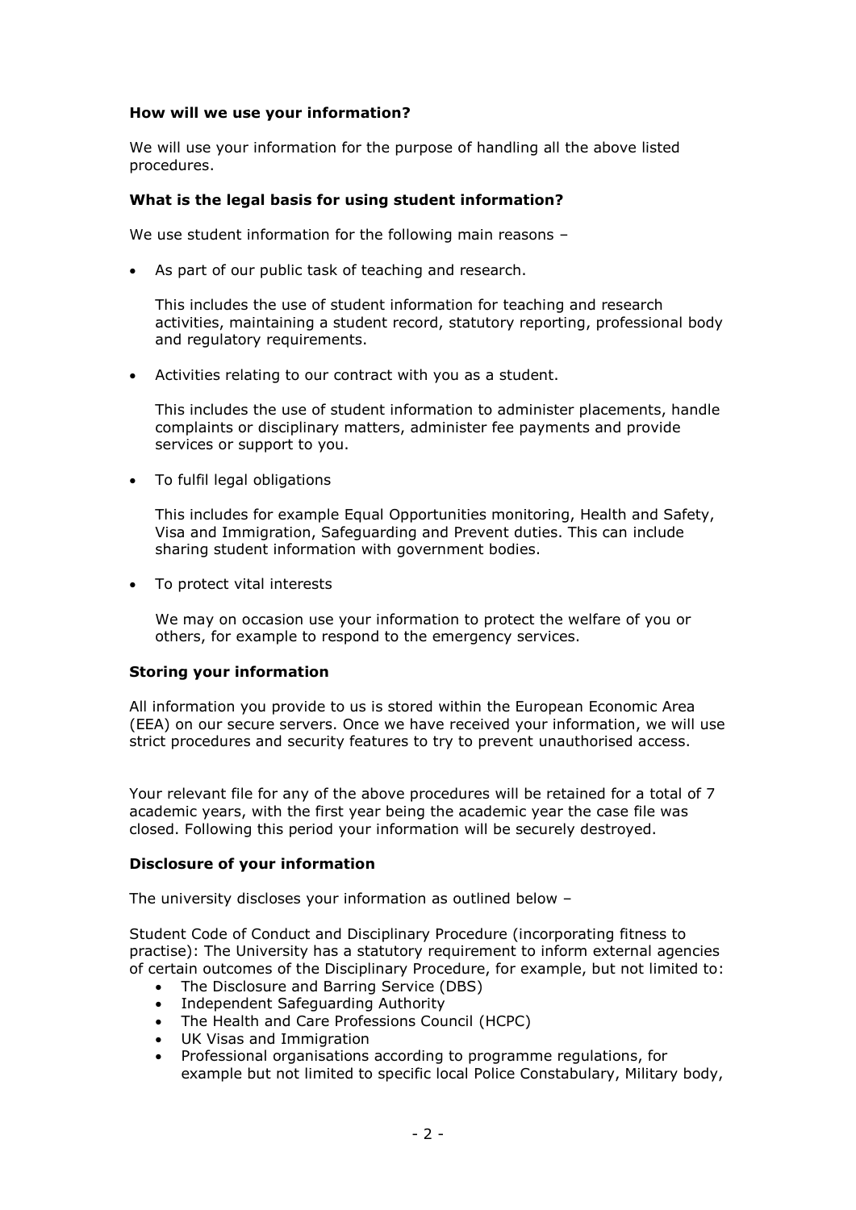**How will we use your information?**

We will use your information for the purpose of handling all the above listed procedures.

**What is the legal basis for using student information?**

We use student information for the following main reasons –

- As part of our public task of teaching and research.

  This includes the use of student information for teaching and research activities, maintaining a student record, statutory reporting, professional body and regulatory requirements.

- Activities relating to our contract with you as a student.

  This includes the use of student information to administer placements, handle complaints or disciplinary matters, administer fee payments and provide services or support to you.

- To fulfil legal obligations

  This includes for example Equal Opportunities monitoring, Health and Safety, Visa and Immigration, Safeguarding and Prevent duties. This can include sharing student information with government bodies.

- To protect vital interests

  We may on occasion use your information to protect the welfare of you or others, for example to respond to the emergency services.

**Storing your information**

All information you provide to us is stored within the European Economic Area (EEA) on our secure servers. Once we have received your information, we will use strict procedures and security features to try to prevent unauthorised access.

Your relevant file for any of the above procedures will be retained for a total of 7 academic years, with the first year being the academic year the case file was closed. Following this period your information will be securely destroyed.

**Disclosure of your information**

The university discloses your information as outlined below –

Student Code of Conduct and Disciplinary Procedure (incorporating fitness to practise): The University has a statutory requirement to inform external agencies of certain outcomes of the Disciplinary Procedure, for example, but not limited to:

- The Disclosure and Barring Service (DBS)
- Independent Safeguarding Authority
- The Health and Care Professions Council (HCPC)
- UK Visas and Immigration
- Professional organisations according to programme regulations, for example but not limited to specific local Police Constabulary, Military body,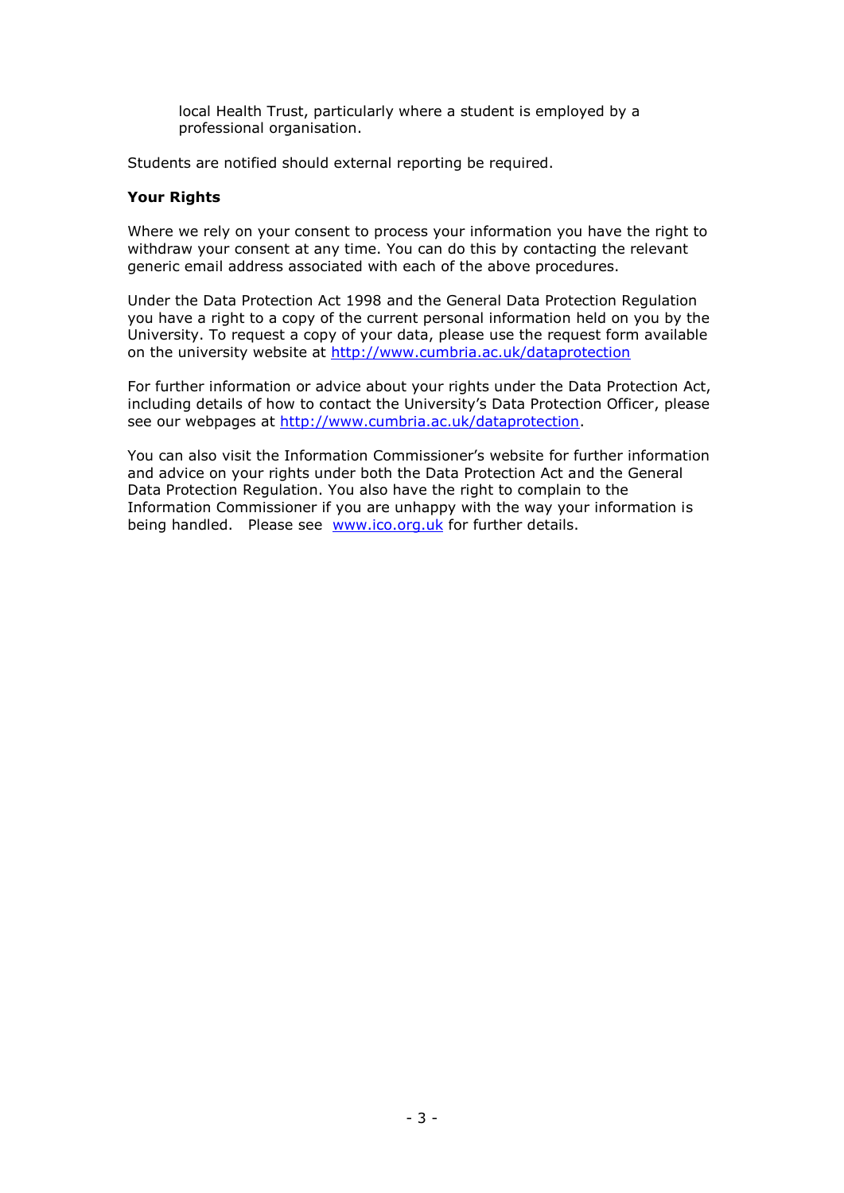local Health Trust, particularly where a student is employed by a professional organisation.

Students are notified should external reporting be required.

**Your Rights**

Where we rely on your consent to process your information you have the right to withdraw your consent at any time. You can do this by contacting the relevant generic email address associated with each of the above procedures.

Under the Data Protection Act 1998 and the General Data Protection Regulation you have a right to a copy of the current personal information held on you by the University. To request a copy of your data, please use the request form available on the university website at http://www.cumbria.ac.uk/dataprotection

For further information or advice about your rights under the Data Protection Act, including details of how to contact the University's Data Protection Officer, please see our webpages at http://www.cumbria.ac.uk/dataprotection.

You can also visit the Information Commissioner's website for further information and advice on your rights under both the Data Protection Act and the General Data Protection Regulation. You also have the right to complain to the Information Commissioner if you are unhappy with the way your information is being handled. Please see www.ico.org.uk for further details.